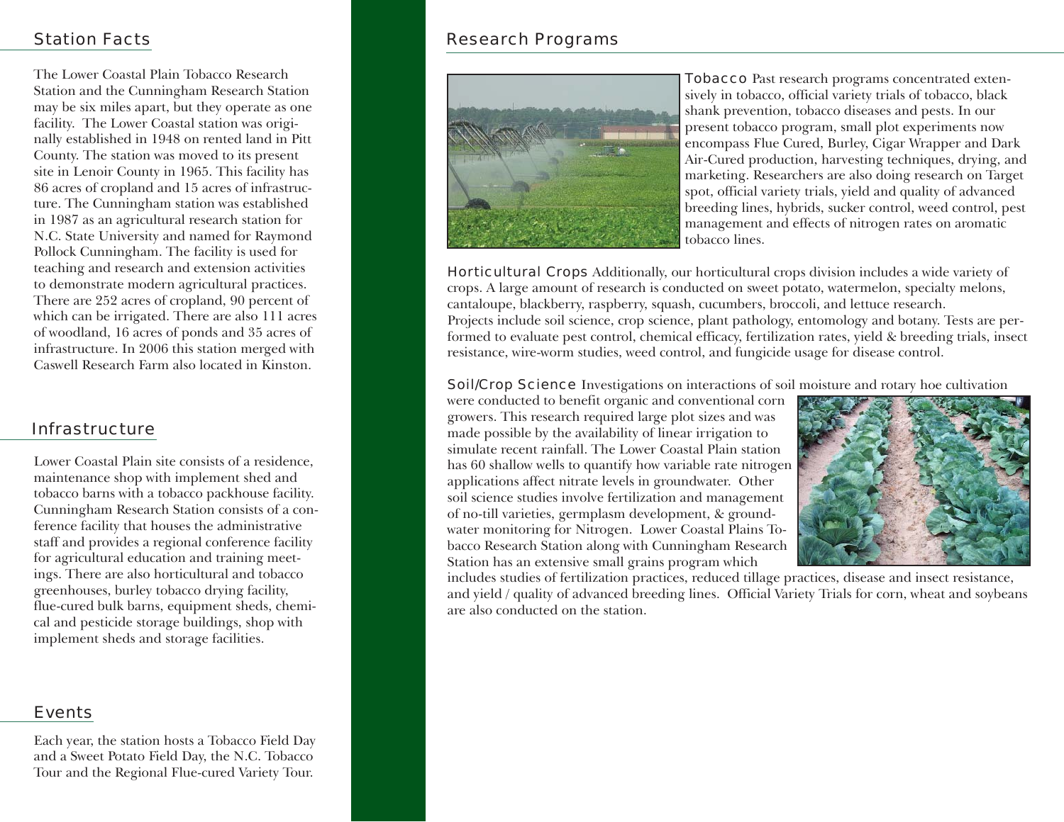## Station Facts

The Lower Coastal Plain Tobacco Research Station and the Cunningham Research Station may be six miles apart, but they operate as one facility. The Lower Coastal station was originally established in 1948 on rented land in Pitt County. The station was moved to its present site in Lenoir County in 1965. This facility has 86 acres of cropland and 15 acres of infrastructure. The Cunningham station was established in 1987 as an agricultural research station for N.C. State University and named for Raymond Pollock Cunningham. The facility is used for teaching and research and extension activities to demonstrate modern agricultural practices. There are 252 acres of cropland, 90 percent of which can be irrigated. There are also 111 acres of woodland, 16 acres of ponds and 35 acres of infrastructure. In 2006 this station merged with Caswell Research Farm also located in Kinston.

## Infrastructure

Lower Coastal Plain site consists of a residence, maintenance shop with implement shed and tobacco barns with a tobacco packhouse facility. Cunningham Research Station consists of a conference facility that houses the administrative staff and provides a regional conference facility for agricultural education and training meetings. There are also horticultural and tobacco greenhouses, burley tobacco drying facility, flue-cured bulk barns, equipment sheds, chemical and pesticide storage buildings, shop with implement sheds and storage facilities.

## Events

Each year, the station hosts a Tobacco Field Day and a Sweet Potato Field Day, the N.C. Tobacco Tour and the Regional Flue-cured Variety Tour.

## Research Programs

**Tobacco** Past research programs concentrated extensively in tobacco, official variety trials of tobacco, black shank prevention, tobacco diseases and pests. In our present tobacco program, small plot experiments now encompass Flue Cured, Burley, Cigar Wrapper and Dark Air-Cured production, harvesting techniques, drying, and marketing. Researchers are also doing research on Target spot, official variety trials, yield and quality of advanced breeding lines, hybrids, sucker control, weed control, pest management and effects of nitrogen rates on aromatic tobacco lines.

**Horticultural Crops** Additionally, our horticultural crops division includes a wide variety of crops. A large amount of research is conducted on sweet potato, watermelon, specialty melons, cantaloupe, blackberry, raspberry, squash, cucumbers, broccoli, and lettuce research. Projects include soil science, crop science, plant pathology, entomology and botany. Tests are performed to evaluate pest control, chemical efficacy, fertilization rates, yield & breeding trials, insect resistance, wire-worm studies, weed control, and fungicide usage for disease control.

**Soil/Crop Science** Investigations on interactions of soil moisture and rotary hoe cultivation were conducted to benefit organic and conventional corn growers. This research required large plot sizes and was made possible by the availability of linear irrigation to simulate recent rainfall. The Lower Coastal Plain station has 60 shallow wells to quantify how variable rate nitrogen applications affect nitrate levels in groundwater. Other soil science studies involve fertilization and management of no-till varieties, germplasm development, & groundwater monitoring for Nitrogen. Lower Coastal Plains Tobacco Research Station along with Cunningham Research Station has an extensive small grains program which includes studies of fertilization practices, reduced tillage practices, disease and insect resistance, and yield / quality of advanced breeding lines. Official Variety Trials for corn, wheat and soybeans are also conducted on the station.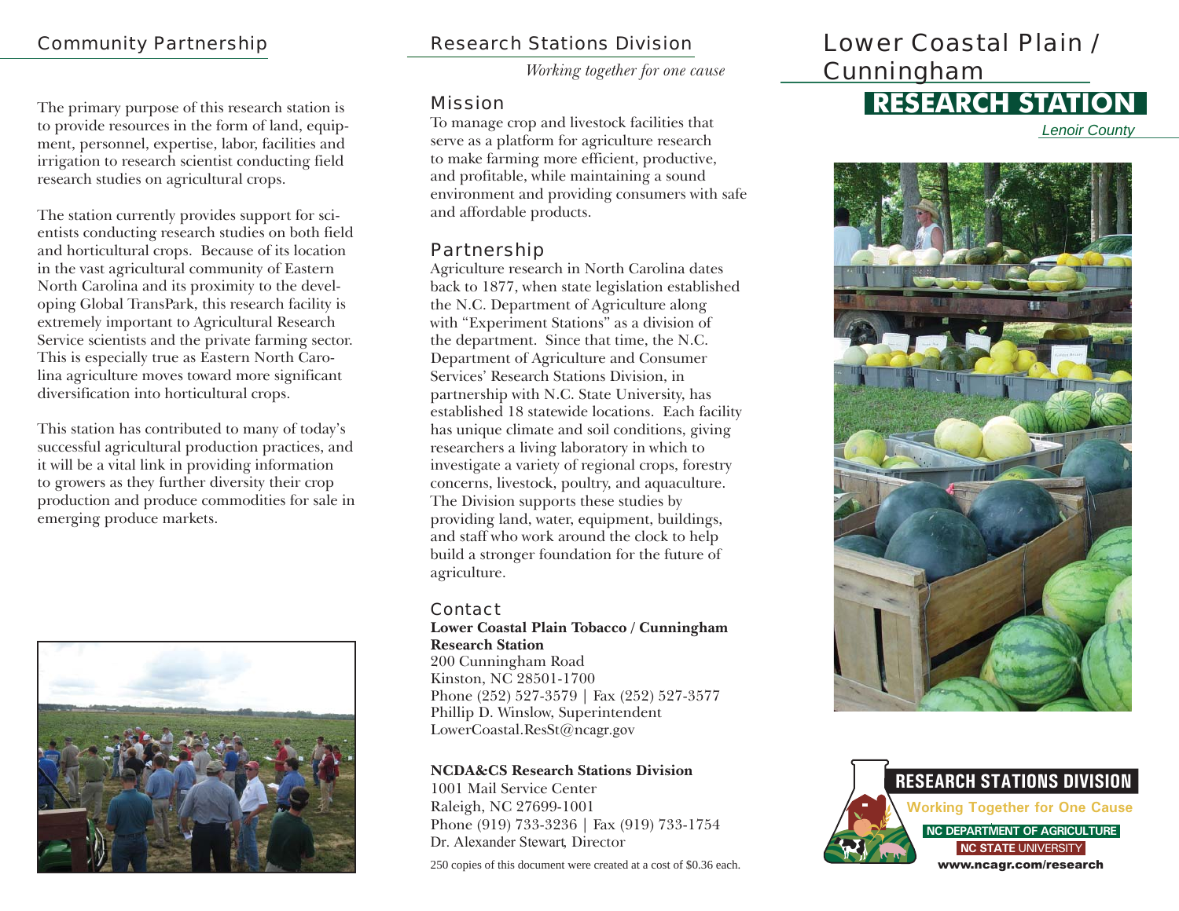## Community Partnership

The primary purpose of this research station is to provide resources in the form of land, equipment, personnel, expertise, labor, facilities and irrigation to research scientist conducting field research studies on agricultural crops.

The station currently provides support for scientists conducting research studies on both field and horticultural crops. Because of its location in the vast agricultural community of Eastern North Carolina and its proximity to the developing Global TransPark, this research facility is extremely important to Agricultural Research Service scientists and the private farming sector. This is especially true as Eastern North Carolina agriculture moves toward more significant diversification into horticultural crops.

This station has contributed to many of today's successful agricultural production practices, and it will be a vital link in providing information to growers as they further diversity their crop production and produce commodities for sale in emerging produce markets.

## Research Stations Division

*Working together for one cause*

### Mission

To manage crop and livestock facilities that serve as a platform for agriculture research to make farming more efficient, productive, and profitable, while maintaining a sound environment and providing consumers with safe and affordable products.

### Partnership

Agriculture research in North Carolina dates back to 1877, when state legislation established the N.C. Department of Agriculture along with "Experiment Stations" as a division of the department. Since that time, the N.C. Department of Agriculture and Consumer Services' Research Stations Division, in partnership with N.C. State University, has established 18 statewide locations. Each facility has unique climate and soil conditions, giving researchers a living laboratory in which to investigate a variety of regional crops, forestry concerns, livestock, poultry, and aquaculture. The Division supports these studies by providing land, water, equipment, buildings, and staff who work around the clock to help build a stronger foundation for the future of agriculture.

### Contact

**Lower Coastal Plain Tobacco / Cunningham Research Station**
200 Cunningham Road
Kinston, NC 28501-1700
Phone (252) 527-3579 | Fax (252) 527-3577
Phillip D. Winslow, Superintendent
LowerCoastal.ResSt@ncagr.gov

**NCDA&CS Research Stations Division**
1001 Mail Service Center
Raleigh, NC 27699-1001
Phone (919) 733-3236 | Fax (919) 733-1754
Dr. Alexander Stewart, Director

250 copies of this document were created at a cost of $0.36 each.

# Lower Coastal Plain / Cunningham

## RESEARCH STATION

*Lenoir County*

**RESEARCH STATIONS DIVISION**

Working Together for One Cause

NC DEPARTMENT OF AGRICULTURE

NC STATE UNIVERSITY

www.ncagr.com/research